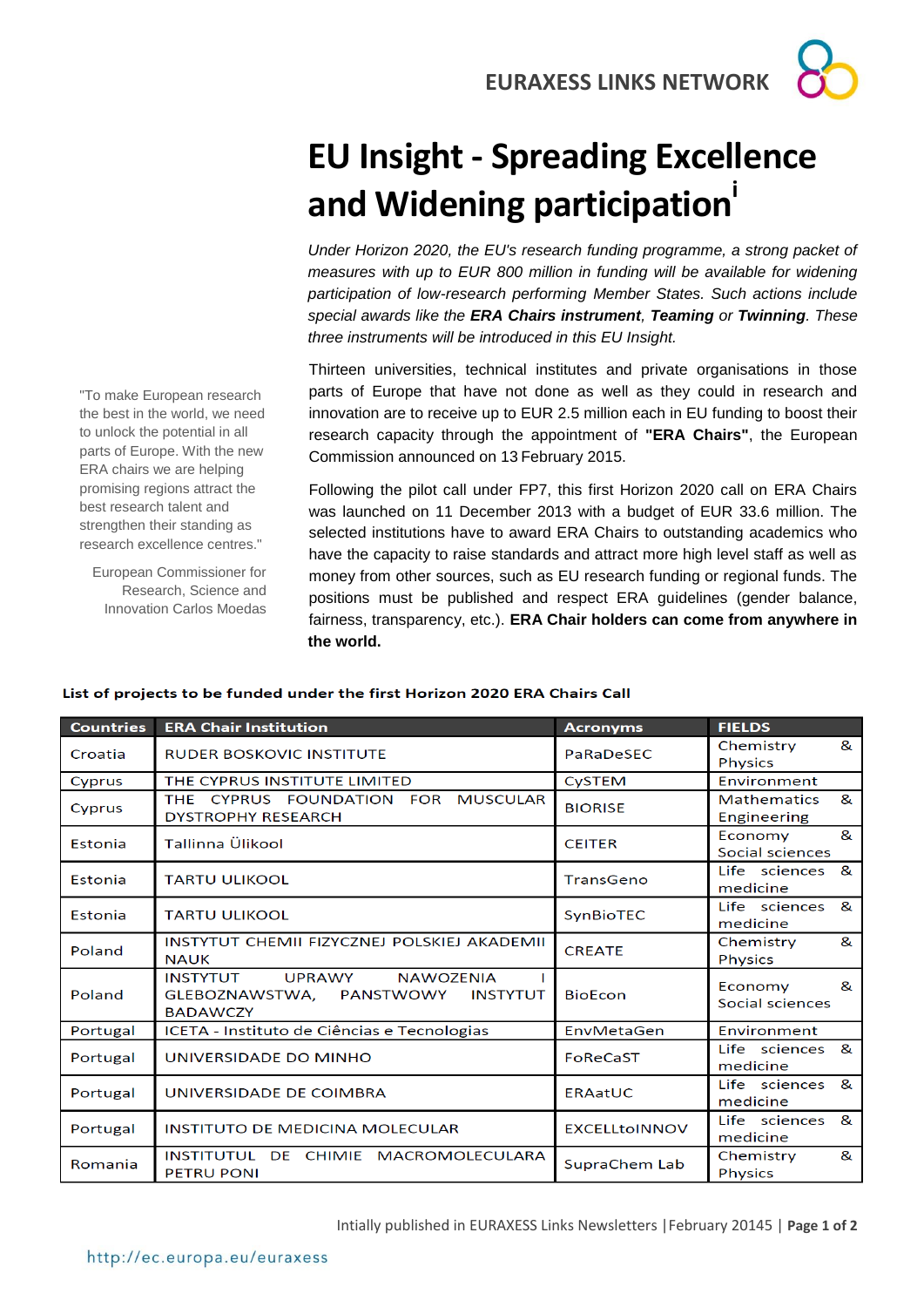# EU Insight - Spreading Excellence and Widening participation[i]

*Under Horizon 2020, the EU's research funding programme, a strong packet of measures with up to EUR 800 million in funding will be available for widening participation of low-research performing Member States. Such actions include special awards like the* ***ERA Chairs instrument****,* ***Teaming*** *or* ***Twinning****. These three instruments will be introduced in this EU Insight.*

Thirteen universities, technical institutes and private organisations in those parts of Europe that have not done as well as they could in research and innovation are to receive up to EUR 2.5 million each in EU funding to boost their research capacity through the appointment of **"ERA Chairs"**, the European Commission announced on 13 February 2015.

Following the pilot call under FP7, this first Horizon 2020 call on ERA Chairs was launched on 11 December 2013 with a budget of EUR 33.6 million. The selected institutions have to award ERA Chairs to outstanding academics who have the capacity to raise standards and attract more high level staff as well as money from other sources, such as EU research funding or regional funds. The positions must be published and respect ERA guidelines (gender balance, fairness, transparency, etc.). **ERA Chair holders can come from anywhere in the world.**

"To make European research the best in the world, we need to unlock the potential in all parts of Europe. With the new ERA chairs we are helping promising regions attract the best research talent and strengthen their standing as research excellence centres."

European Commissioner for Research, Science and Innovation Carlos Moedas

**List of projects to be funded under the first Horizon 2020 ERA Chairs Call**

| Countries | ERA Chair Institution | Acronyms | FIELDS |
|---|---|---|---|
| Croatia | RUDER BOSKOVIC INSTITUTE | PaRaDeSEC | Chemistry & Physics |
| Cyprus | THE CYPRUS INSTITUTE LIMITED | CySTEM | Environment |
| Cyprus | THE CYPRUS FOUNDATION FOR MUSCULAR DYSTROPHY RESEARCH | BIORISE | Mathematics & Engineering |
| Estonia | Tallinna Ülikool | CEITER | Economy & Social sciences |
| Estonia | TARTU ULIKOOL | TransGeno | Life sciences & medicine |
| Estonia | TARTU ULIKOOL | SynBioTEC | Life sciences & medicine |
| Poland | INSTYTUT CHEMII FIZYCZNEJ POLSKIEJ AKADEMII NAUK | CREATE | Chemistry & Physics |
| Poland | INSTYTUT UPRAWY NAWOZENIA I GLEBOZNAWSTWA, PANSTWOWY INSTYTUT BADAWCZY | BioEcon | Economy & Social sciences |
| Portugal | ICETA - Instituto de Ciências e Tecnologias | EnvMetaGen | Environment |
| Portugal | UNIVERSIDADE DO MINHO | FoReCaST | Life sciences & medicine |
| Portugal | UNIVERSIDADE DE COIMBRA | ERAatUC | Life sciences & medicine |
| Portugal | INSTITUTO DE MEDICINA MOLECULAR | EXCELLtoINNOV | Life sciences & medicine |
| Romania | INSTITUTUL DE CHIMIE MACROMOLECULARA PETRU PONI | SupraChem Lab | Chemistry & Physics |

Intially published in EURAXESS Links Newsletters | February 20145

http://ec.europa.eu/euraxess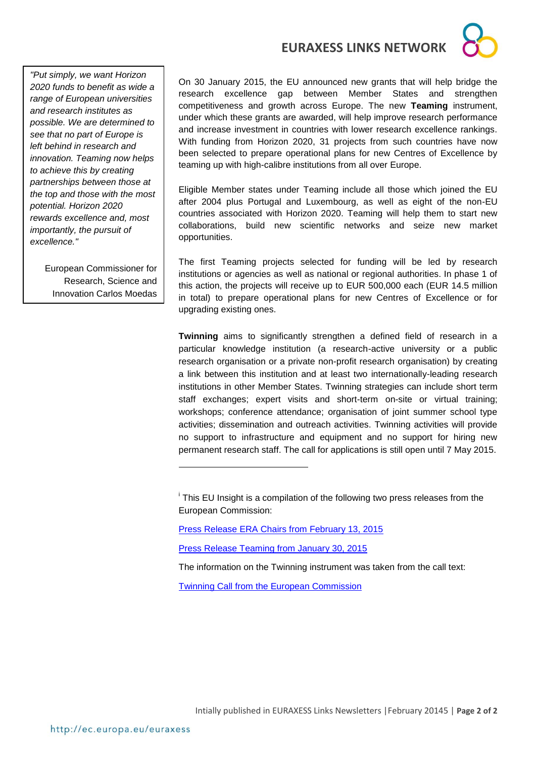*"Put simply, we want Horizon 2020 funds to benefit as wide a range of European universities and research institutes as possible. We are determined to see that no part of Europe is left behind in research and innovation. Teaming now helps to achieve this by creating partnerships between those at the top and those with the most potential. Horizon 2020 rewards excellence and, most importantly, the pursuit of excellence."*

European Commissioner for Research, Science and Innovation Carlos Moedas

On 30 January 2015, the EU announced new grants that will help bridge the research excellence gap between Member States and strengthen competitiveness and growth across Europe. The new **Teaming** instrument, under which these grants are awarded, will help improve research performance and increase investment in countries with lower research excellence rankings. With funding from Horizon 2020, 31 projects from such countries have now been selected to prepare operational plans for new Centres of Excellence by teaming up with high-calibre institutions from all over Europe.

Eligible Member states under Teaming include all those which joined the EU after 2004 plus Portugal and Luxembourg, as well as eight of the non-EU countries associated with Horizon 2020. Teaming will help them to start new collaborations, build new scientific networks and seize new market opportunities.

The first Teaming projects selected for funding will be led by research institutions or agencies as well as national or regional authorities. In phase 1 of this action, the projects will receive up to EUR 500,000 each (EUR 14.5 million in total) to prepare operational plans for new Centres of Excellence or for upgrading existing ones.

**Twinning** aims to significantly strengthen a defined field of research in a particular knowledge institution (a research-active university or a public research organisation or a private non-profit research organisation) by creating a link between this institution and at least two internationally-leading research institutions in other Member States. Twinning strategies can include short term staff exchanges; expert visits and short-term on-site or virtual training; workshops; conference attendance; organisation of joint summer school type activities; dissemination and outreach activities. Twinning activities will provide no support to infrastructure and equipment and no support for hiring new permanent research staff. The call for applications is still open until 7 May 2015.

---

[i] This EU Insight is a compilation of the following two press releases from the European Commission:

[Press Release ERA Chairs from February 13, 2015]

[Press Release Teaming from January 30, 2015]

The information on the Twinning instrument was taken from the call text:

[Twinning Call from the European Commission]